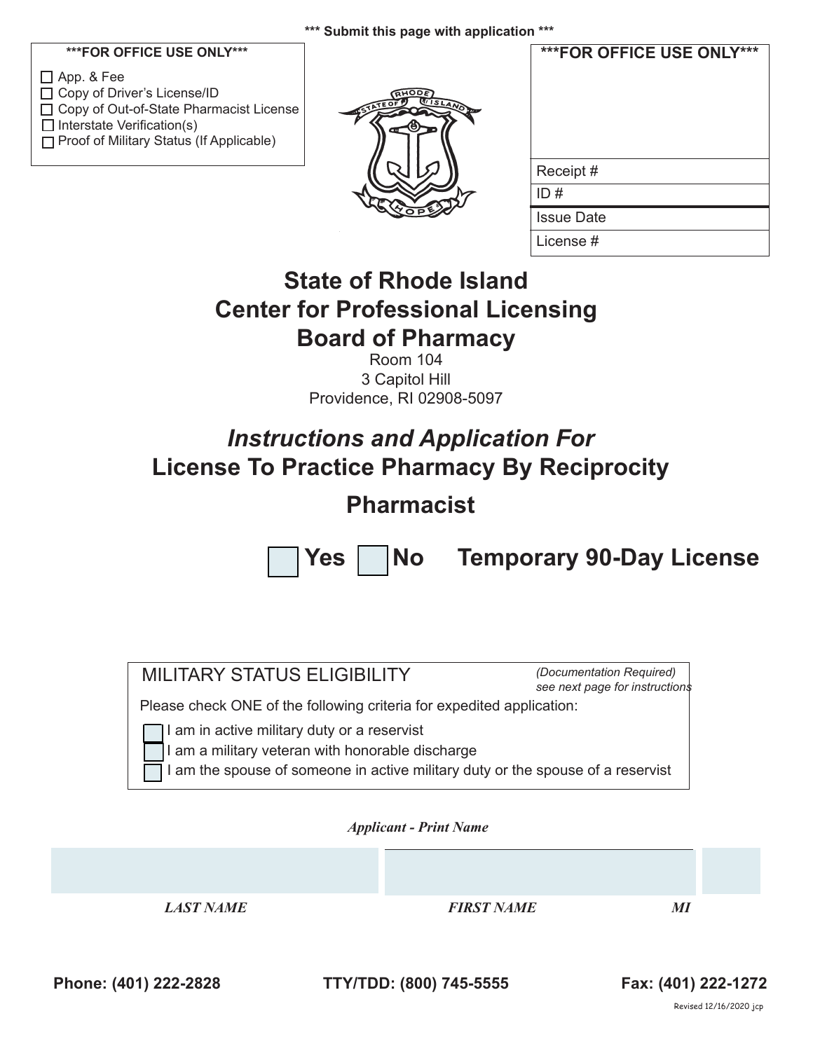*** Submit this page with application ***

***FOR OFFICE USE ONLY***

- ☐ App. & Fee
- ☐ Copy of Driver's License/ID
- ☐ Copy of Out-of-State Pharmacist License
- ☐ Interstate Verification(s)
- ☐ Proof of Military Status (If Applicable)

***FOR OFFICE USE ONLY***

| |
|---|
| Receipt # |
| ID # |
| Issue Date |
| License # |

# State of Rhode Island
# Center for Professional Licensing
# Board of Pharmacy

Room 104
3 Capitol Hill
Providence, RI 02908-5097

## *Instructions and Application For*
## License To Practice Pharmacy By Reciprocity

## Pharmacist

☐ **Yes** ☐ **No** **Temporary 90-Day License**

MILITARY STATUS ELIGIBILITY *(Documentation Required) see next page for instructions*

Please check ONE of the following criteria for expedited application:

- ☐ I am in active military duty or a reservist
- ☐ I am a military veteran with honorable discharge
- ☐ I am the spouse of someone in active military duty or the spouse of a reservist

***Applicant - Print Name***

| | | |
|---|---|---|
| | | |
| ***LAST NAME*** | ***FIRST NAME*** | ***MI*** |

**Phone: (401) 222-2828** **TTY/TDD: (800) 745-5555** **Fax: (401) 222-1272**

Revised 12/16/2020 jcp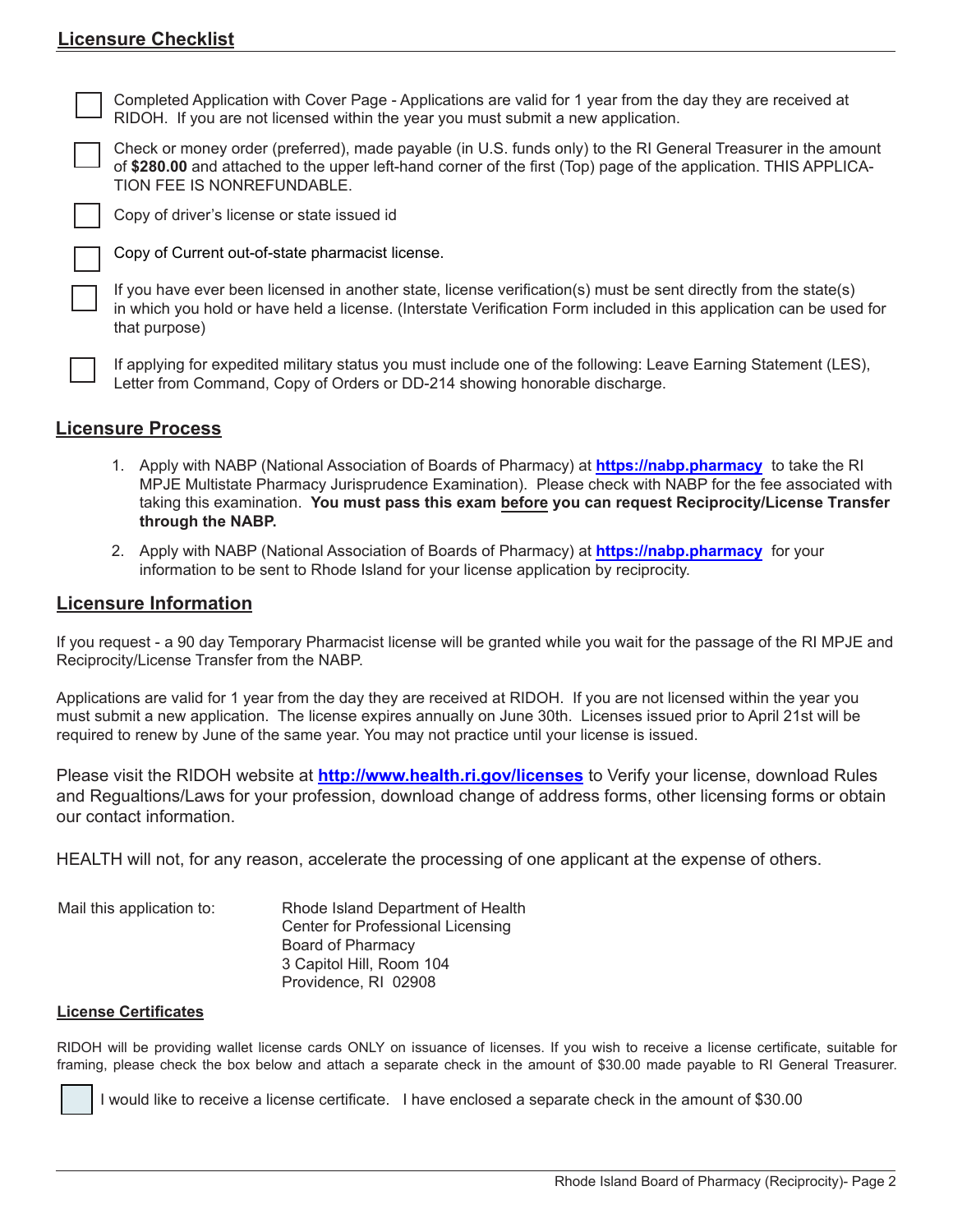## Licensure Checklist

- ☐ Completed Application with Cover Page - Applications are valid for 1 year from the day they are received at RIDOH. If you are not licensed within the year you must submit a new application.
- ☐ Check or money order (preferred), made payable (in U.S. funds only) to the RI General Treasurer in the amount of **$280.00** and attached to the upper left-hand corner of the first (Top) page of the application. THIS APPLICATION FEE IS NONREFUNDABLE.
- ☐ Copy of driver's license or state issued id
- ☐ Copy of Current out-of-state pharmacist license.
- ☐ If you have ever been licensed in another state, license verification(s) must be sent directly from the state(s) in which you hold or have held a license. (Interstate Verification Form included in this application can be used for that purpose)
- ☐ If applying for expedited military status you must include one of the following: Leave Earning Statement (LES), Letter from Command, Copy of Orders or DD-214 showing honorable discharge.

## Licensure Process

1. Apply with NABP (National Association of Boards of Pharmacy) at **https://nabp.pharmacy** to take the RI MPJE Multistate Pharmacy Jurisprudence Examination). Please check with NABP for the fee associated with taking this examination. **You must pass this exam before you can request Reciprocity/License Transfer through the NABP.**
2. Apply with NABP (National Association of Boards of Pharmacy) at **https://nabp.pharmacy** for your information to be sent to Rhode Island for your license application by reciprocity.

## Licensure Information

If you request - a 90 day Temporary Pharmacist license will be granted while you wait for the passage of the RI MPJE and Reciprocity/License Transfer from the NABP.

Applications are valid for 1 year from the day they are received at RIDOH. If you are not licensed within the year you must submit a new application. The license expires annually on June 30th. Licenses issued prior to April 21st will be required to renew by June of the same year. You may not practice until your license is issued.

Please visit the RIDOH website at **http://www.health.ri.gov/licenses** to Verify your license, download Rules and Regualtions/Laws for your profession, download change of address forms, other licensing forms or obtain our contact information.

HEALTH will not, for any reason, accelerate the processing of one applicant at the expense of others.

Mail this application to:

Rhode Island Department of Health
Center for Professional Licensing
Board of Pharmacy
3 Capitol Hill, Room 104
Providence, RI 02908

### License Certificates

RIDOH will be providing wallet license cards ONLY on issuance of licenses. If you wish to receive a license certificate, suitable for framing, please check the box below and attach a separate check in the amount of $30.00 made payable to RI General Treasurer.

☐ I would like to receive a license certificate. I have enclosed a separate check in the amount of $30.00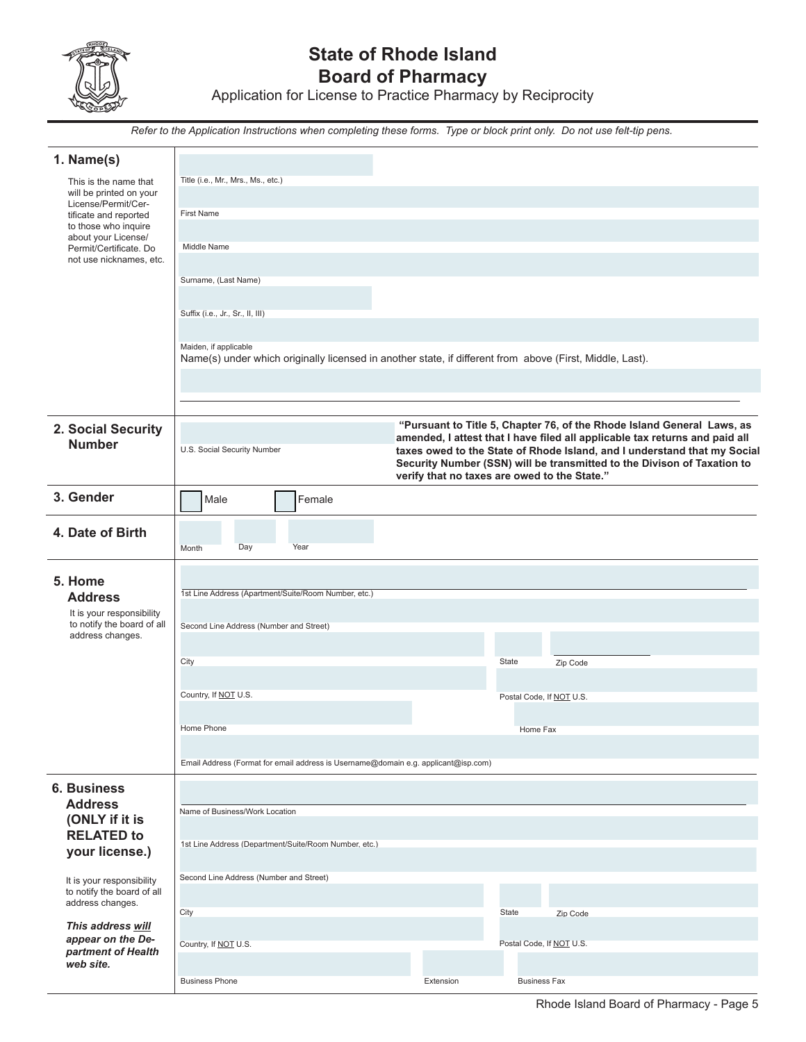# State of Rhode Island
## Board of Pharmacy
Application for License to Practice Pharmacy by Reciprocity

*Refer to the Application Instructions when completing these forms. Type or block print only. Do not use felt-tip pens.*

**1. Name(s)**

This is the name that will be printed on your License/Permit/Certificate and reported to those who inquire about your License/Permit/Certificate. Do not use nicknames, etc.

Title (i.e., Mr., Mrs., Ms., etc.)

First Name

Middle Name

Surname, (Last Name)

Suffix (i.e., Jr., Sr., II, III)

Maiden, if applicable

Name(s) under which originally licensed in another state, if different from above (First, Middle, Last).

**2. Social Security Number**

U.S. Social Security Number

**"Pursuant to Title 5, Chapter 76, of the Rhode Island General Laws, as amended, I attest that I have filed all applicable tax returns and paid all taxes owed to the State of Rhode Island, and I understand that my Social Security Number (SSN) will be transmitted to the Divison of Taxation to verify that no taxes are owed to the State."**

**3. Gender**

☐ Male ☐ Female

**4. Date of Birth**

Month Day Year

**5. Home Address**

It is your responsibility to notify the board of all address changes.

1st Line Address (Apartment/Suite/Room Number, etc.)

Second Line Address (Number and Street)

City State Zip Code

Country, If NOT U.S. Postal Code, If NOT U.S.

Home Phone Home Fax

Email Address (Format for email address is Username@domain e.g. applicant@isp.com)

**6. Business Address (ONLY if it is RELATED to your license.)**

It is your responsibility to notify the board of all address changes.

***This address will appear on the Department of Health web site.***

Name of Business/Work Location

1st Line Address (Department/Suite/Room Number, etc.)

Second Line Address (Number and Street)

City State Zip Code

Country, If NOT U.S. Postal Code, If NOT U.S.

Business Phone Extension Business Fax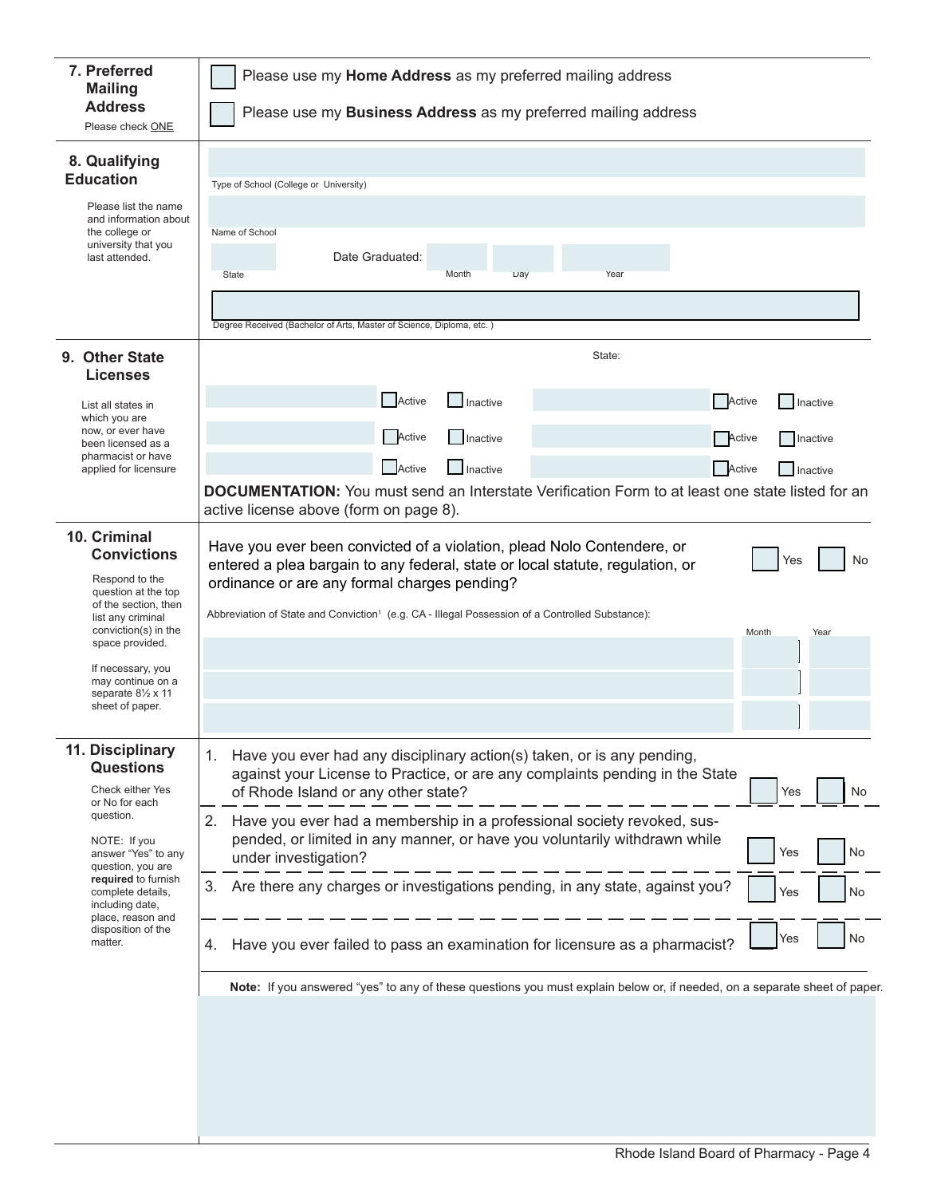## 7. Preferred Mailing Address

Please check ONE

☐ Please use my **Home Address** as my preferred mailing address

☐ Please use my **Business Address** as my preferred mailing address

## 8. Qualifying Education

Please list the name and information about the college or university that you last attended.

Type of School (College or University)

Name of School

State

Date Graduated: Month Day Year

Degree Received (Bachelor of Arts, Master of Science, Diploma, etc. )

## 9. Other State Licenses

List all states in which you are now, or ever have been licensed as a pharmacist or have applied for licensure

State:

| State | Status | State | Status |
|---|---|---|---|
| | ☐ Active ☐ Inactive | | ☐ Active ☐ Inactive |
| | ☐ Active ☐ Inactive | | ☐ Active ☐ Inactive |
| | ☐ Active ☐ Inactive | | ☐ Active ☐ Inactive |

**DOCUMENTATION:** You must send an Interstate Verification Form to at least one state listed for an active license above (form on page 8).

## 10. Criminal Convictions

Respond to the question at the top of the section, then list any criminal conviction(s) in the space provided.

If necessary, you may continue on a separate 8½ x 11 sheet of paper.

Have you ever been convicted of a violation, plead Nolo Contendere, or entered a plea bargain to any federal, state or local statute, regulation, or ordinance or are any formal charges pending? ☐ Yes ☐ No

Abbreviation of State and Conviction[1] (e.g. CA - Illegal Possession of a Controlled Substance):

| Abbreviation of State and Conviction | Month | Year |
|---|---|---|
| | | |
| | | |
| | | |

## 11. Disciplinary Questions

Check either Yes or No for each question.

NOTE: If you answer "Yes" to any question, you are **required** to furnish complete details, including date, place, reason and disposition of the matter.

1. Have you ever had any disciplinary action(s) taken, or is any pending, against your License to Practice, or are any complaints pending in the State of Rhode Island or any other state? ☐ Yes ☐ No
2. Have you ever had a membership in a professional society revoked, suspended, or limited in any manner, or have you voluntarily withdrawn while under investigation? ☐ Yes ☐ No
3. Are there any charges or investigations pending, in any state, against you? ☐ Yes ☐ No
4. Have you ever failed to pass an examination for licensure as a pharmacist? ☐ Yes ☐ No

**Note:** If you answered "yes" to any of these questions you must explain below or, if needed, on a separate sheet of paper.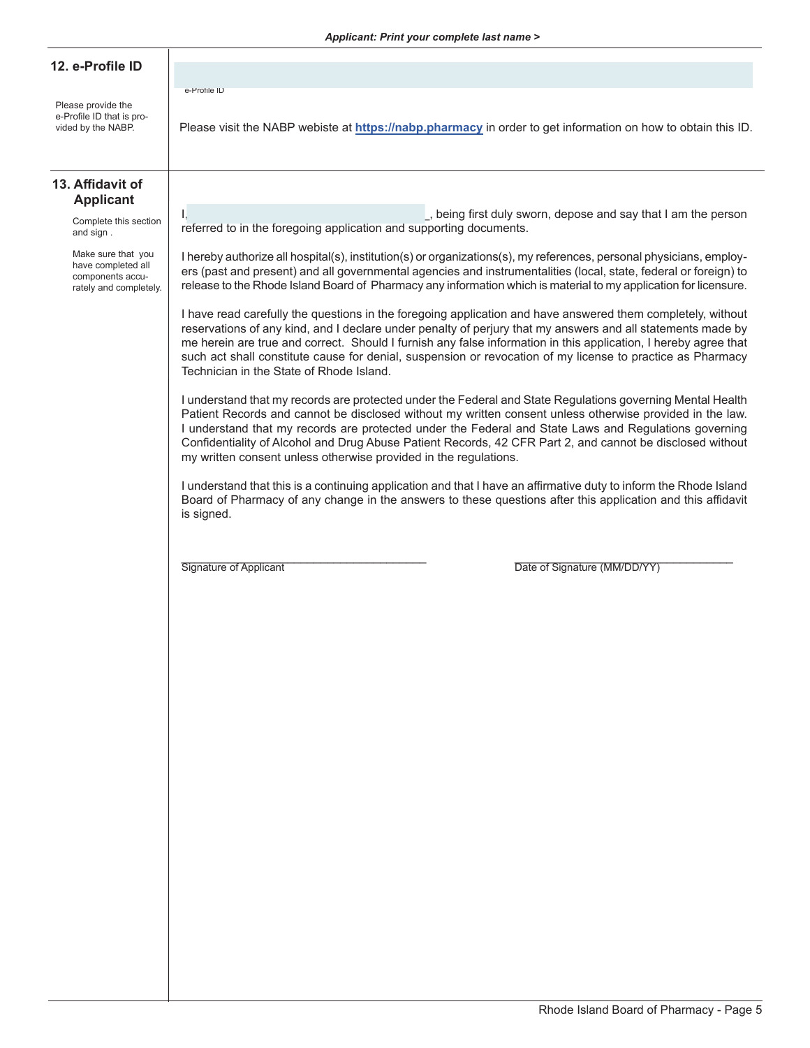*Applicant: Print your complete last name >*

## 12. e-Profile ID

Please provide the e-Profile ID that is provided by the NABP.

e-Profile ID

Please visit the NABP webiste at **https://nabp.pharmacy** in order to get information on how to obtain this ID.

## 13. Affidavit of Applicant

Complete this section and sign .

Make sure that you have completed all components accurately and completely.

I, ______________________________________, being first duly sworn, depose and say that I am the person referred to in the foregoing application and supporting documents.

I hereby authorize all hospital(s), institution(s) or organizations(s), my references, personal physicians, employers (past and present) and all governmental agencies and instrumentalities (local, state, federal or foreign) to release to the Rhode Island Board of Pharmacy any information which is material to my application for licensure.

I have read carefully the questions in the foregoing application and have answered them completely, without reservations of any kind, and I declare under penalty of perjury that my answers and all statements made by me herein are true and correct. Should I furnish any false information in this application, I hereby agree that such act shall constitute cause for denial, suspension or revocation of my license to practice as Pharmacy Technician in the State of Rhode Island.

I understand that my records are protected under the Federal and State Regulations governing Mental Health Patient Records and cannot be disclosed without my written consent unless otherwise provided in the law. I understand that my records are protected under the Federal and State Laws and Regulations governing Confidentiality of Alcohol and Drug Abuse Patient Records, 42 CFR Part 2, and cannot be disclosed without my written consent unless otherwise provided in the regulations.

I understand that this is a continuing application and that I have an affirmative duty to inform the Rhode Island Board of Pharmacy of any change in the answers to these questions after this application and this affidavit is signed.

______________________________________ Signature of Applicant

______________________________________ Date of Signature (MM/DD/YY)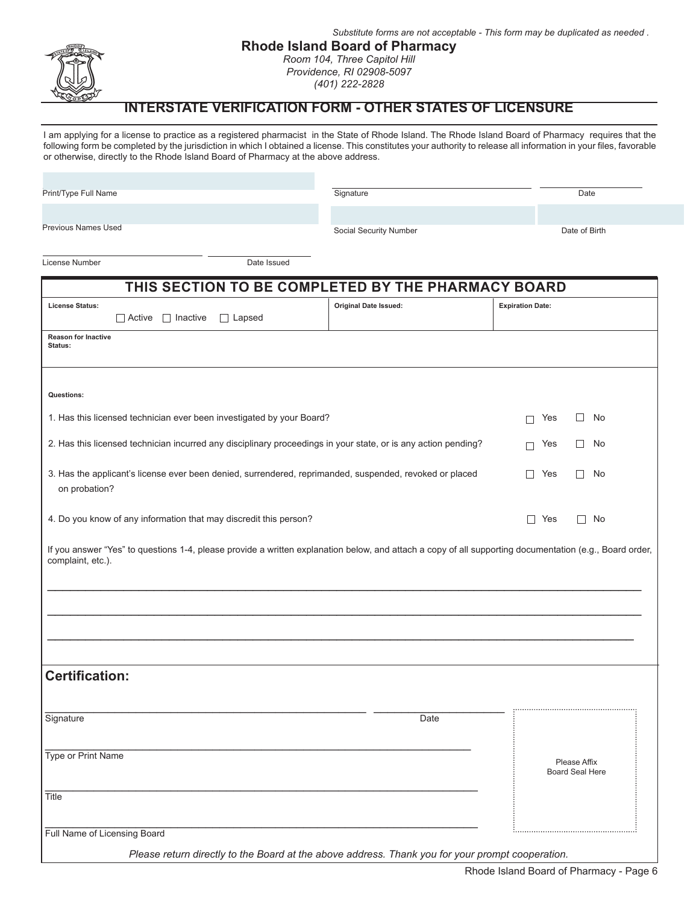*Substitute forms are not acceptable - This form may be duplicated as needed .*

**Rhode Island Board of Pharmacy**

*Room 104, Three Capitol Hill*
*Providence, RI 02908-5097*
*(401) 222-2828*

## INTERSTATE VERIFICATION FORM - OTHER STATES OF LICENSURE

I am applying for a license to practice as a registered pharmacist in the State of Rhode Island. The Rhode Island Board of Pharmacy requires that the following form be completed by the jurisdiction in which I obtained a license. This constitutes your authority to release all information in your files, favorable or otherwise, directly to the Rhode Island Board of Pharmacy at the above address.

Print/Type Full Name ______________________ Signature ______________________ Date __________

Previous Names Used ______________________ Social Security Number ______________________ Date of Birth __________

License Number ______________________ Date Issued __________

## THIS SECTION TO BE COMPLETED BY THE PHARMACY BOARD

| | | |
|---|---|---|
| **License Status:** ☐ Active ☐ Inactive ☐ Lapsed | **Original Date Issued:** | **Expiration Date:** |
| **Reason for Inactive Status:** | | |

**Questions:**

1. Has this licensed technician ever been investigated by your Board? ☐ Yes ☐ No
2. Has this licensed technician incurred any disciplinary proceedings in your state, or is any action pending? ☐ Yes ☐ No
3. Has the applicant's license ever been denied, surrendered, reprimanded, suspended, revoked or placed on probation? ☐ Yes ☐ No
4. Do you know of any information that may discredit this person? ☐ Yes ☐ No

If you answer "Yes" to questions 1-4, please provide a written explanation below, and attach a copy of all supporting documentation (e.g., Board order, complaint, etc.).

______________________________________________________________________

______________________________________________________________________

______________________________________________________________________

## Certification:

Signature ______________________________ Date __________

Type or Print Name ______________________________

Title ______________________________

Full Name of Licensing Board ______________________________

Please Affix Board Seal Here

*Please return directly to the Board at the above address. Thank you for your prompt cooperation.*